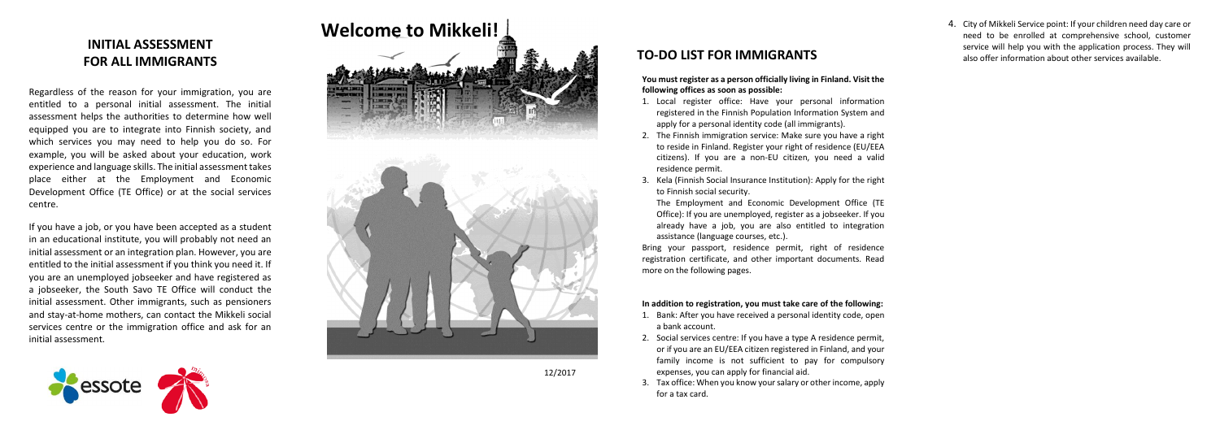## INITIAL ASSESSMENT FOR ALL IMMIGRANTS

Regardless of the reason for your immigration, you are entitled to a personal initial assessment. The initial assessment helps the authorities to determine how well equipped you are to integrate into Finnish society, and which services you may need to help you do so. For example, you will be asked about your education, work experience and language skills. The initial assessment takes place either at the Employment and Economic Development Office (TE Office) or at the social services centre.

If you have a job, or you have been accepted as a student in an educational institute, you will probably not need an initial assessment or an integration plan. However, you are entitled to the initial assessment if you think you need it. If you are an unemployed jobseeker and have registered as a jobseeker, the South Savo TE Office will conduct the initial assessment. Other immigrants, such as pensioners and stay-at-home mothers, can contact the Mikkeli social services centre or the immigration office and ask for an initial assessment.

# Welcome to Mikkeli!

12/2017

## TO-DO LIST FOR IMMIGRANTS

**You must register as a person officially living in Finland. Visit the following offices as soon as possible:**

1. Local register office: Have your personal information registered in the Finnish Population Information System and apply for a personal identity code (all immigrants).
2. The Finnish immigration service: Make sure you have a right to reside in Finland. Register your right of residence (EU/EEA citizens). If you are a non-EU citizen, you need a valid residence permit.
3. Kela (Finnish Social Insurance Institution): Apply for the right to Finnish social security.

   The Employment and Economic Development Office (TE Office): If you are unemployed, register as a jobseeker. If you already have a job, you are also entitled to integration assistance (language courses, etc.).

Bring your passport, residence permit, right of residence registration certificate, and other important documents. Read more on the following pages.

**In addition to registration, you must take care of the following:**

1. Bank: After you have received a personal identity code, open a bank account.
2. Social services centre: If you have a type A residence permit, or if you are an EU/EEA citizen registered in Finland, and your family income is not sufficient to pay for compulsory expenses, you can apply for financial aid.
3. Tax office: When you know your salary or other income, apply for a tax card.
4. City of Mikkeli Service point: If your children need day care or need to be enrolled at comprehensive school, customer service will help you with the application process. They will also offer information about other services available.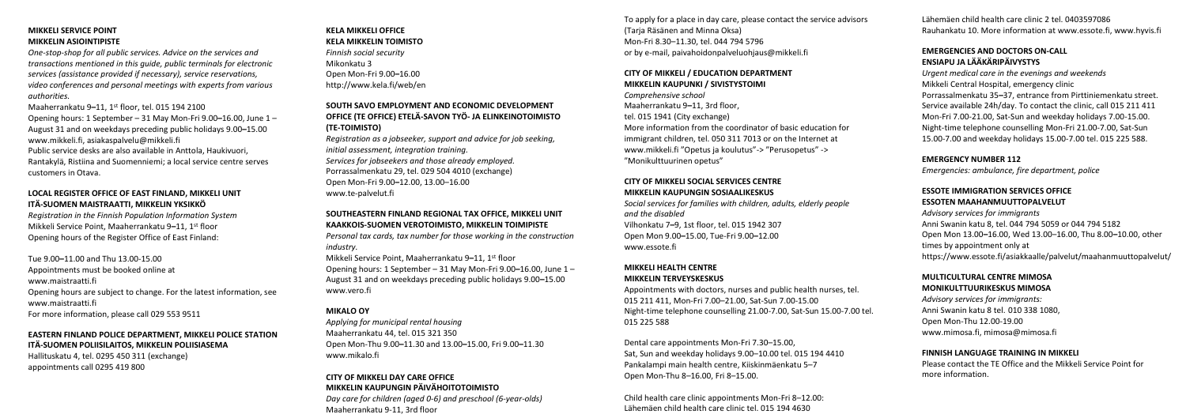### MIKKELI SERVICE POINT
### MIKKELIN ASIOINTIPISTE

*One-stop-shop for all public services. Advice on the services and transactions mentioned in this guide, public terminals for electronic services (assistance provided if necessary), service reservations, video conferences and personal meetings with experts from various authorities.*

Maaherrankatu 9–11, 1st floor, tel. 015 194 2100
Opening hours: 1 September – 31 May Mon-Fri 9.00–16.00, June 1 – August 31 and on weekdays preceding public holidays 9.00–15.00
www.mikkeli.fi, asiakaspalvelu@mikkeli.fi
Public service desks are also available in Anttola, Haukivuori, Rantakylä, Ristiina and Suomenniemi; a local service centre serves customers in Otava.

### LOCAL REGISTER OFFICE OF EAST FINLAND, MIKKELI UNIT
### ITÄ-SUOMEN MAISTRAATTI, MIKKELIN YKSIKKÖ

*Registration in the Finnish Population Information System*
Mikkeli Service Point, Maaherrankatu 9–11, 1st floor
Opening hours of the Register Office of East Finland:

Tue 9.00–11.00 and Thu 13.00-15.00
Appointments must be booked online at
www.maistraatti.fi
Opening hours are subject to change. For the latest information, see www.maistraatti.fi
For more information, please call 029 553 9511

### EASTERN FINLAND POLICE DEPARTMENT, MIKKELI POLICE STATION
### ITÄ-SUOMEN POLIISILAITOS, MIKKELIN POLIISIASEMA

Hallituskatu 4, tel. 0295 450 311 (exchange)
appointments call 0295 419 800

### KELA MIKKELI OFFICE
### KELA MIKKELIN TOIMISTO

*Finnish social security*
Mikonkatu 3
Open Mon-Fri 9.00–16.00
http://www.kela.fi/web/en

### SOUTH SAVO EMPLOYMENT AND ECONOMIC DEVELOPMENT OFFICE (TE OFFICE) ETELÄ-SAVON TYÖ- JA ELINKEINOTOIMISTO (TE-TOIMISTO)

*Registration as a jobseeker, support and advice for job seeking, initial assessment, integration training.*
*Services for jobseekers and those already employed.*
Porrassalmenkatu 29, tel. 029 504 4010 (exchange)
Open Mon-Fri 9.00–12.00, 13.00–16.00
www.te-palvelut.fi

### SOUTHEASTERN FINLAND REGIONAL TAX OFFICE, MIKKELI UNIT
### KAAKKOIS-SUOMEN VEROTOIMISTO, MIKKELIN TOIMIPISTE

*Personal tax cards, tax number for those working in the construction industry.*
Mikkeli Service Point, Maaherrankatu 9–11, 1st floor
Opening hours: 1 September – 31 May Mon-Fri 9.00–16.00, June 1 – August 31 and on weekdays preceding public holidays 9.00–15.00
www.vero.fi

### MIKALO OY

*Applying for municipal rental housing*
Maaherrankatu 44, tel. 015 321 350
Open Mon-Thu 9.00–11.30 and 13.00–15.00, Fri 9.00–11.30
www.mikalo.fi

### CITY OF MIKKELI DAY CARE OFFICE
### MIKKELIN KAUPUNGIN PÄIVÄHOITOTOIMISTO

*Day care for children (aged 0-6) and preschool (6-year-olds)*
Maaherrankatu 9-11, 3rd floor

To apply for a place in day care, please contact the service advisors (Tarja Räsänen and Minna Oksa)
Mon-Fri 8.30–11.30, tel. 044 794 5796
or by e-mail, paivahoidonpalveluohjaus@mikkeli.fi

### CITY OF MIKKELI / EDUCATION DEPARTMENT
### MIKKELIN KAUPUNKI / SIVISTYSTOIMI

*Comprehensive school*
Maaherrankatu 9–11, 3rd floor,
tel. 015 1941 (City exchange)
More information from the coordinator of basic education for immigrant children, tel. 050 311 7013 or on the Internet at www.mikkeli.fi "Opetus ja koulutus"-> "Perusopetus" -> "Monikulttuurinen opetus"

### CITY OF MIKKELI SOCIAL SERVICES CENTRE
### MIKKELIN KAUPUNGIN SOSIAALIKESKUS

*Social services for families with children, adults, elderly people and the disabled*
Vilhonkatu 7–9, 1st floor, tel. 015 1942 307
Open Mon 9.00–15.00, Tue-Fri 9.00–12.00
www.essote.fi

### MIKKELI HEALTH CENTRE
### MIKKELIN TERVEYSKESKUS

Appointments with doctors, nurses and public health nurses, tel. 015 211 411, Mon-Fri 7.00–21.00, Sat-Sun 7.00-15.00
Night-time telephone counselling 21.00-7.00, Sat-Sun 15.00-7.00 tel. 015 225 588

Dental care appointments Mon-Fri 7.30–15.00,
Sat, Sun and weekday holidays 9.00–10.00 tel. 015 194 4410
Pankalampi main health centre, Kiiskinmäenkatu 5–7
Open Mon-Thu 8–16.00, Fri 8–15.00.

Child health care clinic appointments Mon-Fri 8–12.00:
Lähemäen child health care clinic tel. 015 194 4630

Lähemäen child health care clinic 2 tel. 0403597086
Rauhankatu 10. More information at www.essote.fi, www.hyvis.fi

### EMERGENCIES AND DOCTORS ON-CALL
### ENSIAPU JA LÄÄKÄRIPÄIVYSTYS

*Urgent medical care in the evenings and weekends*
Mikkeli Central Hospital, emergency clinic
Porrassalmenkatu 35–37, entrance from Pirttiniemenkatu street.
Service available 24h/day. To contact the clinic, call 015 211 411 Mon-Fri 7.00-21.00, Sat-Sun and weekday holidays 7.00-15.00.
Night-time telephone counselling Mon-Fri 21.00-7.00, Sat-Sun 15.00-7.00 and weekday holidays 15.00-7.00 tel. 015 225 588.

### EMERGENCY NUMBER 112

*Emergencies: ambulance, fire department, police*

### ESSOTE IMMIGRATION SERVICES OFFICE
### ESSOTEN MAAHANMUUTTOPALVELUT

*Advisory services for immigrants*
Anni Swanin katu 8, tel. 044 794 5059 or 044 794 5182
Open Mon 13.00–16.00, Wed 13.00–16.00, Thu 8.00–10.00, other times by appointment only at
https://www.essote.fi/asiakkaalle/palvelut/maahanmuuttopalvelut/

### MULTICULTURAL CENTRE MIMOSA
### MONIKULTTUURIKESKUS MIMOSA

*Advisory services for immigrants:*
Anni Swanin katu 8 tel. 010 338 1080,
Open Mon-Thu 12.00-19.00
www.mimosa.fi, mimosa@mimosa.fi

### FINNISH LANGUAGE TRAINING IN MIKKELI

Please contact the TE Office and the Mikkeli Service Point for more information.